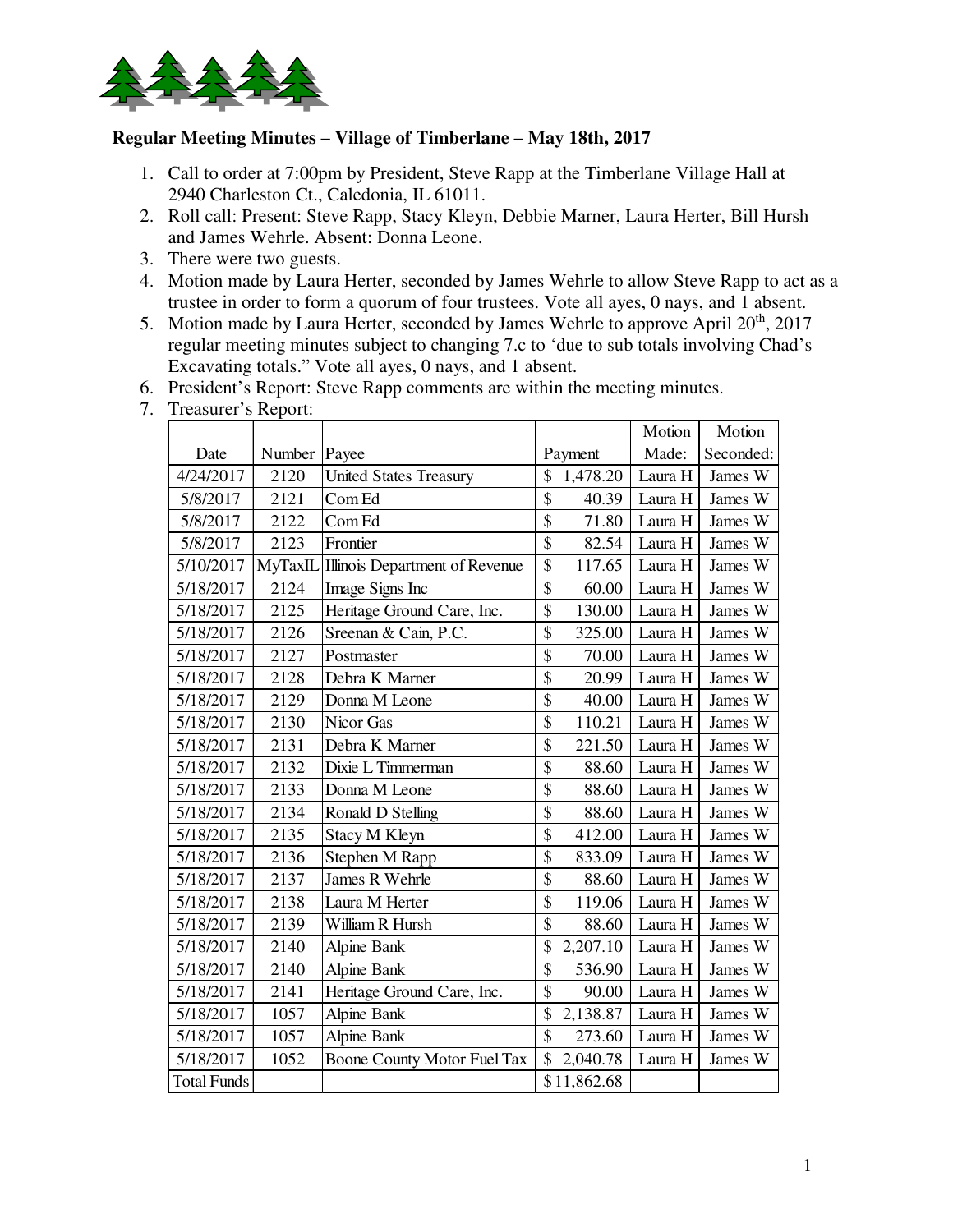**Regular Meeting Minutes – Village of Timberlane – May 18th, 2017**

1. Call to order at 7:00pm by President, Steve Rapp at the Timberlane Village Hall at 2940 Charleston Ct., Caledonia, IL 61011.
2. Roll call: Present: Steve Rapp, Stacy Kleyn, Debbie Marner, Laura Herter, Bill Hursh and James Wehrle. Absent: Donna Leone.
3. There were two guests.
4. Motion made by Laura Herter, seconded by James Wehrle to allow Steve Rapp to act as a trustee in order to form a quorum of four trustees. Vote all ayes, 0 nays, and 1 absent.
5. Motion made by Laura Herter, seconded by James Wehrle to approve April 20th, 2017 regular meeting minutes subject to changing 7.c to 'due to sub totals involving Chad's Excavating totals." Vote all ayes, 0 nays, and 1 absent.
6. President's Report: Steve Rapp comments are within the meeting minutes.
7. Treasurer's Report:

| Date | Number | Payee | Payment | Motion Made: | Motion Seconded: |
|---|---|---|---|---|---|
| 4/24/2017 | 2120 | United States Treasury | $ 1,478.20 | Laura H | James W |
| 5/8/2017 | 2121 | Com Ed | $ 40.39 | Laura H | James W |
| 5/8/2017 | 2122 | Com Ed | $ 71.80 | Laura H | James W |
| 5/8/2017 | 2123 | Frontier | $ 82.54 | Laura H | James W |
| 5/10/2017 | MyTaxIL | Illinois Department of Revenue | $ 117.65 | Laura H | James W |
| 5/18/2017 | 2124 | Image Signs Inc | $ 60.00 | Laura H | James W |
| 5/18/2017 | 2125 | Heritage Ground Care, Inc. | $ 130.00 | Laura H | James W |
| 5/18/2017 | 2126 | Sreenan & Cain, P.C. | $ 325.00 | Laura H | James W |
| 5/18/2017 | 2127 | Postmaster | $ 70.00 | Laura H | James W |
| 5/18/2017 | 2128 | Debra K Marner | $ 20.99 | Laura H | James W |
| 5/18/2017 | 2129 | Donna M Leone | $ 40.00 | Laura H | James W |
| 5/18/2017 | 2130 | Nicor Gas | $ 110.21 | Laura H | James W |
| 5/18/2017 | 2131 | Debra K Marner | $ 221.50 | Laura H | James W |
| 5/18/2017 | 2132 | Dixie L Timmerman | $ 88.60 | Laura H | James W |
| 5/18/2017 | 2133 | Donna M Leone | $ 88.60 | Laura H | James W |
| 5/18/2017 | 2134 | Ronald D Stelling | $ 88.60 | Laura H | James W |
| 5/18/2017 | 2135 | Stacy M Kleyn | $ 412.00 | Laura H | James W |
| 5/18/2017 | 2136 | Stephen M Rapp | $ 833.09 | Laura H | James W |
| 5/18/2017 | 2137 | James R Wehrle | $ 88.60 | Laura H | James W |
| 5/18/2017 | 2138 | Laura M Herter | $ 119.06 | Laura H | James W |
| 5/18/2017 | 2139 | William R Hursh | $ 88.60 | Laura H | James W |
| 5/18/2017 | 2140 | Alpine Bank | $ 2,207.10 | Laura H | James W |
| 5/18/2017 | 2140 | Alpine Bank | $ 536.90 | Laura H | James W |
| 5/18/2017 | 2141 | Heritage Ground Care, Inc. | $ 90.00 | Laura H | James W |
| 5/18/2017 | 1057 | Alpine Bank | $ 2,138.87 | Laura H | James W |
| 5/18/2017 | 1057 | Alpine Bank | $ 273.60 | Laura H | James W |
| 5/18/2017 | 1052 | Boone County Motor Fuel Tax | $ 2,040.78 | Laura H | James W |
| Total Funds | | | $ 11,862.68 | | |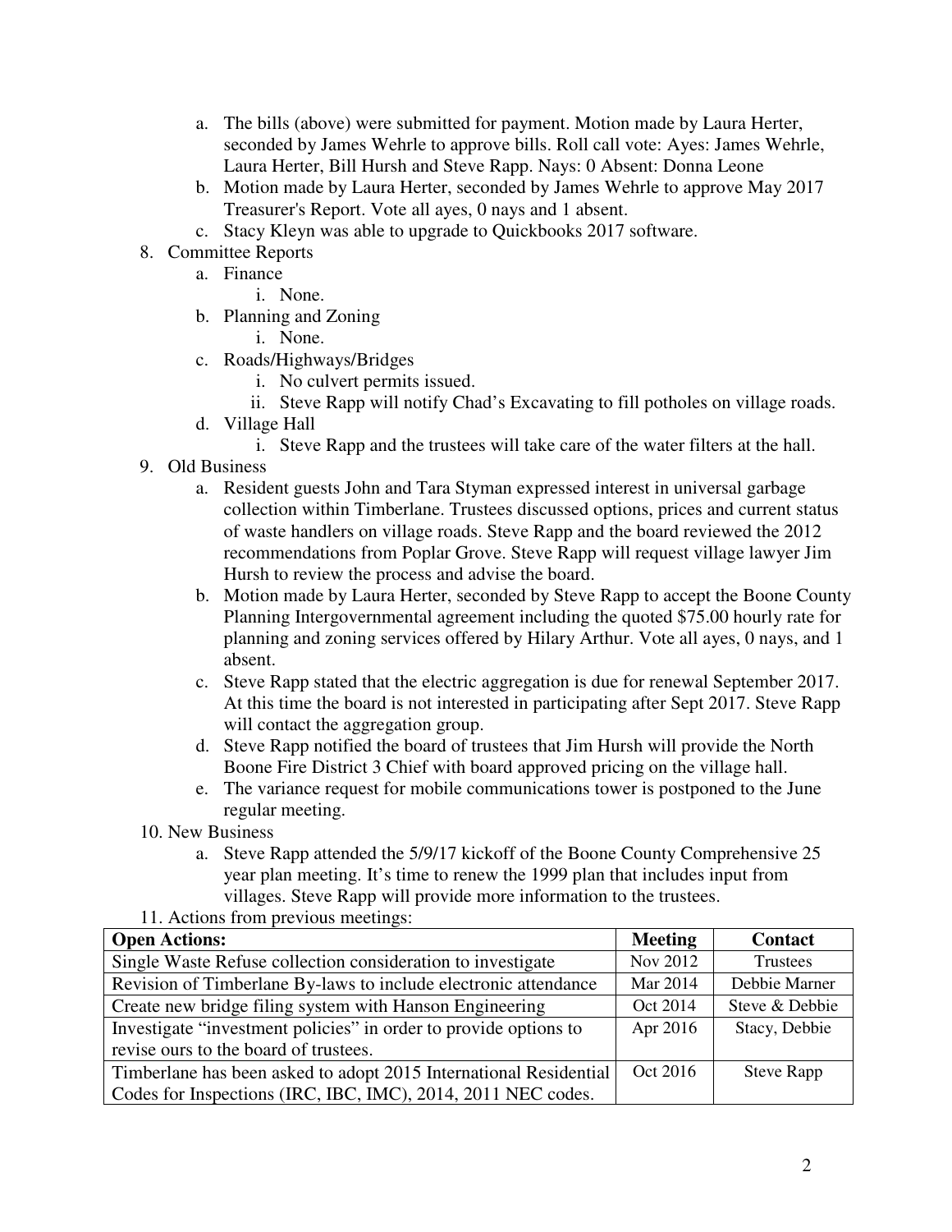a. The bills (above) were submitted for payment. Motion made by Laura Herter, seconded by James Wehrle to approve bills. Roll call vote: Ayes: James Wehrle, Laura Herter, Bill Hursh and Steve Rapp. Nays: 0 Absent: Donna Leone
b. Motion made by Laura Herter, seconded by James Wehrle to approve May 2017 Treasurer's Report. Vote all ayes, 0 nays and 1 absent.
c. Stacy Kleyn was able to upgrade to Quickbooks 2017 software.

8. Committee Reports
   a. Finance
      i. None.
   b. Planning and Zoning
      i. None.
   c. Roads/Highways/Bridges
      i. No culvert permits issued.
      ii. Steve Rapp will notify Chad's Excavating to fill potholes on village roads.
   d. Village Hall
      i. Steve Rapp and the trustees will take care of the water filters at the hall.
9. Old Business
   a. Resident guests John and Tara Styman expressed interest in universal garbage collection within Timberlane. Trustees discussed options, prices and current status of waste handlers on village roads. Steve Rapp and the board reviewed the 2012 recommendations from Poplar Grove. Steve Rapp will request village lawyer Jim Hursh to review the process and advise the board.
   b. Motion made by Laura Herter, seconded by Steve Rapp to accept the Boone County Planning Intergovernmental agreement including the quoted $75.00 hourly rate for planning and zoning services offered by Hilary Arthur. Vote all ayes, 0 nays, and 1 absent.
   c. Steve Rapp stated that the electric aggregation is due for renewal September 2017. At this time the board is not interested in participating after Sept 2017. Steve Rapp will contact the aggregation group.
   d. Steve Rapp notified the board of trustees that Jim Hursh will provide the North Boone Fire District 3 Chief with board approved pricing on the village hall.
   e. The variance request for mobile communications tower is postponed to the June regular meeting.
10. New Business
   a. Steve Rapp attended the 5/9/17 kickoff of the Boone County Comprehensive 25 year plan meeting. It's time to renew the 1999 plan that includes input from villages. Steve Rapp will provide more information to the trustees.
11. Actions from previous meetings:

| Open Actions: | Meeting | Contact |
|---|---|---|
| Single Waste Refuse collection consideration to investigate | Nov 2012 | Trustees |
| Revision of Timberlane By-laws to include electronic attendance | Mar 2014 | Debbie Marner |
| Create new bridge filing system with Hanson Engineering | Oct 2014 | Steve & Debbie |
| Investigate "investment policies" in order to provide options to revise ours to the board of trustees. | Apr 2016 | Stacy, Debbie |
| Timberlane has been asked to adopt 2015 International Residential Codes for Inspections (IRC, IBC, IMC), 2014, 2011 NEC codes. | Oct 2016 | Steve Rapp |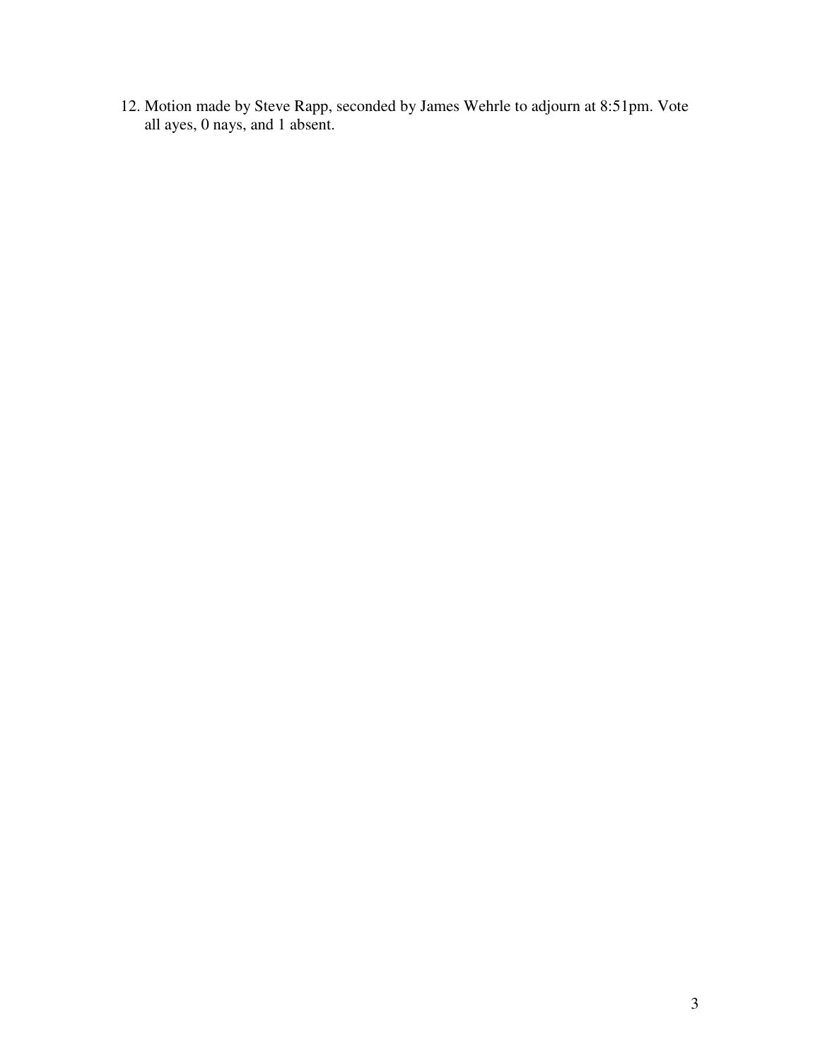12. Motion made by Steve Rapp, seconded by James Wehrle to adjourn at 8:51pm. Vote all ayes, 0 nays, and 1 absent.